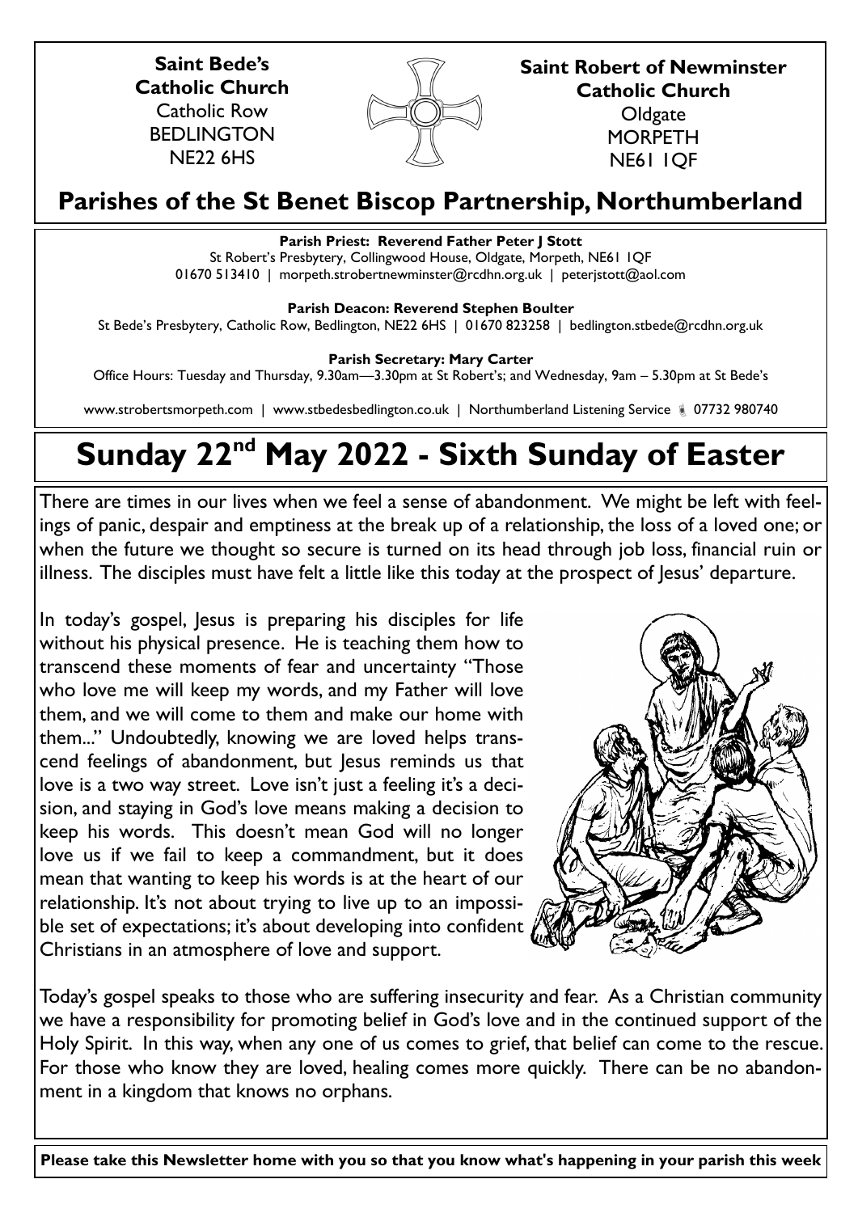**Saint Bede's Catholic Church**
Catholic Row
BEDLINGTON
NE22 6HS

**Saint Robert of Newminster Catholic Church**
Oldgate
MORPETH
NE61 1QF

## Parishes of the St Benet Biscop Partnership, Northumberland

**Parish Priest: Reverend Father Peter J Stott**
St Robert's Presbytery, Collingwood House, Oldgate, Morpeth, NE61 1QF
01670 513410 | morpeth.strobertnewminster@rcdhn.org.uk | peterjstott@aol.com

**Parish Deacon: Reverend Stephen Boulter**
St Bede's Presbytery, Catholic Row, Bedlington, NE22 6HS | 01670 823258 | bedlington.stbede@rcdhn.org.uk

**Parish Secretary: Mary Carter**
Office Hours: Tuesday and Thursday, 9.30am—3.30pm at St Robert's; and Wednesday, 9am – 5.30pm at St Bede's

www.strobertsmorpeth.com | www.stbedesbedlington.co.uk | Northumberland Listening Service 07732 980740

# Sunday 22nd May 2022 - Sixth Sunday of Easter

There are times in our lives when we feel a sense of abandonment. We might be left with feelings of panic, despair and emptiness at the break up of a relationship, the loss of a loved one; or when the future we thought so secure is turned on its head through job loss, financial ruin or illness. The disciples must have felt a little like this today at the prospect of Jesus' departure.

In today's gospel, Jesus is preparing his disciples for life without his physical presence. He is teaching them how to transcend these moments of fear and uncertainty "Those who love me will keep my words, and my Father will love them, and we will come to them and make our home with them..." Undoubtedly, knowing we are loved helps transcend feelings of abandonment, but Jesus reminds us that love is a two way street. Love isn't just a feeling it's a decision, and staying in God's love means making a decision to keep his words. This doesn't mean God will no longer love us if we fail to keep a commandment, but it does mean that wanting to keep his words is at the heart of our relationship. It's not about trying to live up to an impossible set of expectations; it's about developing into confident Christians in an atmosphere of love and support.

Today's gospel speaks to those who are suffering insecurity and fear. As a Christian community we have a responsibility for promoting belief in God's love and in the continued support of the Holy Spirit. In this way, when any one of us comes to grief, that belief can come to the rescue. For those who know they are loved, healing comes more quickly. There can be no abandonment in a kingdom that knows no orphans.

**Please take this Newsletter home with you so that you know what's happening in your parish this week**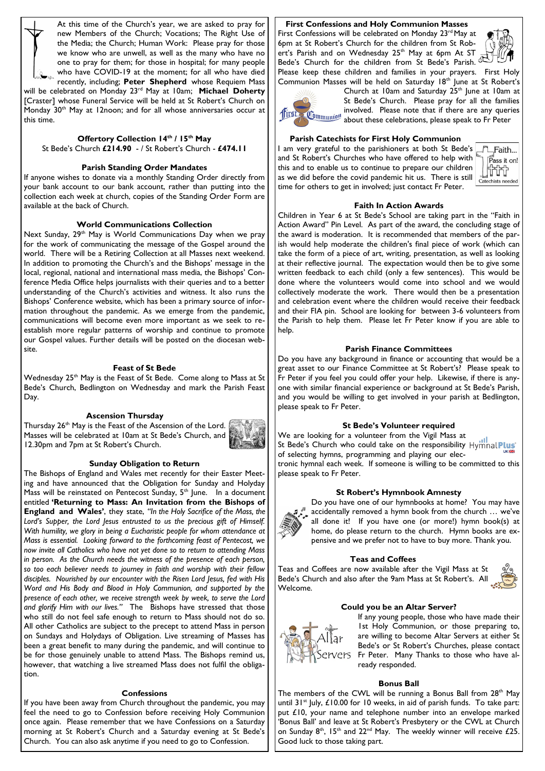At this time of the Church's year, we are asked to pray for new Members of the Church; Vocations; The Right Use of the Media; the Church; Human Work: Please pray for those we know who are unwell, as well as the many who have no one to pray for them; for those in hospital; for many people who have COVID-19 at the moment; for all who have died recently, including; **Peter Shepherd** whose Requiem Mass will be celebrated on Monday 23rd May at 10am; **Michael Doherty** [Craster] whose Funeral Service will be held at St Robert's Church on Monday 30th May at 12noon; and for all whose anniversaries occur at this time.

### Offertory Collection 14th / 15th May

St Bede's Church **£214.90** - / St Robert's Church - **£474.11**

### Parish Standing Order Mandates

If anyone wishes to donate via a monthly Standing Order directly from your bank account to our bank account, rather than putting into the collection each week at church, copies of the Standing Order Form are available at the back of Church.

### World Communications Collection

Next Sunday, 29th May is World Communications Day when we pray for the work of communicating the message of the Gospel around the world. There will be a Retiring Collection at all Masses next weekend. In addition to promoting the Church's and the Bishops' message in the local, regional, national and international mass media, the Bishops' Conference Media Office helps journalists with their queries and to a better understanding of the Church's activities and witness. It also runs the Bishops' Conference website, which has been a primary source of information throughout the pandemic. As we emerge from the pandemic, communications will become even more important as we seek to re-establish more regular patterns of worship and continue to promote our Gospel values. Further details will be posted on the diocesan website.

### Feast of St Bede

Wednesday 25th May is the Feast of St Bede. Come along to Mass at St Bede's Church, Bedlington on Wednesday and mark the Parish Feast Day.

### Ascension Thursday

Thursday 26th May is the Feast of the Ascension of the Lord. Masses will be celebrated at 10am at St Bede's Church, and 12.30pm and 7pm at St Robert's Church.

### Sunday Obligation to Return

The Bishops of England and Wales met recently for their Easter Meeting and have announced that the Obligation for Sunday and Holyday Mass will be reinstated on Pentecost Sunday, 5th June. In a document entitled **'Returning to Mass: An Invitation from the Bishops of England and Wales'**, they state, *"In the Holy Sacrifice of the Mass, the Lord's Supper, the Lord Jesus entrusted to us the precious gift of Himself. With humility, we glory in being a Eucharistic people for whom attendance at Mass is essential. Looking forward to the forthcoming feast of Pentecost, we now invite all Catholics who have not yet done so to return to attending Mass in person. As the Church needs the witness of the presence of each person, so too each believer needs to journey in faith and worship with their fellow disciples. Nourished by our encounter with the Risen Lord Jesus, fed with His Word and His Body and Blood in Holy Communion, and supported by the presence of each other, we receive strength week by week, to serve the Lord and glorify Him with our lives."* The Bishops have stressed that those who still do not feel safe enough to return to Mass should not do so. All other Catholics are subject to the precept to attend Mass in person on Sundays and Holydays of Obligation. Live streaming of Masses has been a great benefit to many during the pandemic, and will continue to be for those genuinely unable to attend Mass. The Bishops remind us, however, that watching a live streamed Mass does not fulfil the obligation.

### Confessions

If you have been away from Church throughout the pandemic, you may feel the need to go to Confession before receiving Holy Communion once again. Please remember that we have Confessions on a Saturday morning at St Robert's Church and a Saturday evening at St Bede's Church. You can also ask anytime if you need to go to Confession.

### First Confessions and Holy Communion Masses

First Confessions will be celebrated on Monday 23rd May at 6pm at St Robert's Church for the children from St Robert's Parish and on Wednesday 25th May at 6pm At ST Bede's Church for the children from St Bede's Parish. Please keep these children and families in your prayers. First Holy Communion Masses will be held on Saturday 18th June at St Robert's Church at 10am and Saturday 25th June at 10am at St Bede's Church. Please pray for all the families involved. Please note that if there are any queries about these celebrations, please speak to Fr Peter

### Parish Catechists for First Holy Communion

I am very grateful to the parishioners at both St Bede's and St Robert's Churches who have offered to help with this and to enable us to continue to prepare our children as we did before the covid pandemic hit us. There is still time for others to get in involved; just contact Fr Peter.

### Faith In Action Awards

Children in Year 6 at St Bede's School are taking part in the "Faith in Action Award" Pin Level. As part of the award, the concluding stage of the award is moderation. It is recommended that members of the parish would help moderate the children's final piece of work (which can take the form of a piece of art, writing, presentation, as well as looking at their reflective journal. The expectation would then be to give some written feedback to each child (only a few sentences). This would be done where the volunteers would come into school and we would collectively moderate the work. There would then be a presentation and celebration event where the children would receive their feedback and their FIA pin. School are looking for between 3-6 volunteers from the Parish to help them. Please let Fr Peter know if you are able to help.

### Parish Finance Committees

Do you have any background in finance or accounting that would be a great asset to our Finance Committee at St Robert's? Please speak to Fr Peter if you feel you could offer your help. Likewise, if there is anyone with similar financial experience or background at St Bede's Parish, and you would be willing to get involved in your parish at Bedlington, please speak to Fr Peter.

### St Bede's Volunteer required

We are looking for a volunteer from the Vigil Mass at St Bede's Church who could take on the responsibility of selecting hymns, programming and playing our electronic hymnal each week. If someone is willing to be committed to this please speak to Fr Peter.

### St Robert's Hymnbook Amnesty

Do you have one of our hymnbooks at home? You may have accidentally removed a hymn book from the church … we've all done it! If you have one (or more!) hymn book(s) at home, do please return to the church. Hymn books are expensive and we prefer not to have to buy more. Thank you.

### Teas and Coffees

Teas and Coffees are now available after the Vigil Mass at St Bede's Church and also after the 9am Mass at St Robert's. All Welcome.

### Could you be an Altar Server?

If any young people, those who have made their 1st Holy Communion, or those preparing to, are willing to become Altar Servers at either St Bede's or St Robert's Churches, please contact Fr Peter. Many Thanks to those who have already responded.

### Bonus Ball

The members of the CWL will be running a Bonus Ball from 28th May until 31st July, £10.00 for 10 weeks, in aid of parish funds. To take part: put £10, your name and telephone number into an envelope marked 'Bonus Ball' and leave at St Robert's Presbytery or the CWL at Church on Sunday 8th, 15th and 22nd May. The weekly winner will receive £25. Good luck to those taking part.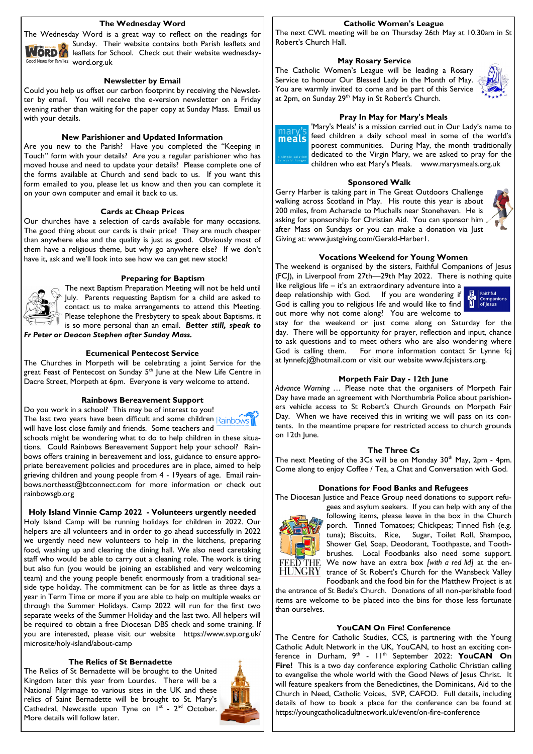### The Wednesday Word

The Wednesday Word is a great way to reflect on the readings for Sunday. Their website contains both Parish leaflets and leaflets for School. Check out their website wednesday-word.org.uk

### Newsletter by Email

Could you help us offset our carbon footprint by receiving the Newsletter by email. You will receive the e-version newsletter on a Friday evening rather than waiting for the paper copy at Sunday Mass. Email us with your details.

### New Parishioner and Updated Information

Are you new to the Parish? Have you completed the "Keeping in Touch" form with your details? Are you a regular parishioner who has moved house and need to update your details? Please complete one of the forms available at Church and send back to us. If you want this form emailed to you, please let us know and then you can complete it on your own computer and email it back to us.

### Cards at Cheap Prices

Our churches have a selection of cards available for many occasions. The good thing about our cards is their price! They are much cheaper than anywhere else and the quality is just as good. Obviously most of them have a religious theme, but why go anywhere else? If we don't have it, ask and we'll look into see how we can get new stock!

### Preparing for Baptism

The next Baptism Preparation Meeting will not be held until July. Parents requesting Baptism for a child are asked to contact us to make arrangements to attend this Meeting. Please telephone the Presbytery to speak about Baptisms, it is so more personal than an email. ***Better still, speak to Fr Peter or Deacon Stephen after Sunday Mass.***

### Ecumenical Pentecost Service

The Churches in Morpeth will be celebrating a joint Service for the great Feast of Pentecost on Sunday 5th June at the New Life Centre in Dacre Street, Morpeth at 6pm. Everyone is very welcome to attend.

### Rainbows Bereavement Support

Do you work in a school? This may be of interest to you!
The last two years have been difficult and some children will have lost close family and friends. Some teachers and schools might be wondering what to do to help children in these situations. Could Rainbows Bereavement Support help your school? Rainbows offers training in bereavement and loss, guidance to ensure appropriate bereavement policies and procedures are in place, aimed to help grieving children and young people from 4 - 19years of age. Email rainbows.northeast@btconnect.com for more information or check out rainbowsgb.org

### Holy Island Vinnie Camp 2022 - Volunteers urgently needed

Holy Island Camp will be running holidays for children in 2022. Our helpers are all volunteers and in order to go ahead successfully in 2022 we urgently need new volunteers to help in the kitchens, preparing food, washing up and clearing the dining hall. We also need caretaking staff who would be able to carry out a cleaning role. The work is tiring but also fun (you would be joining an established and very welcoming team) and the young people benefit enormously from a traditional seaside type holiday. The commitment can be for as little as three days a year in Term Time or more if you are able to help on multiple weeks or through the Summer Holidays. Camp 2022 will run for the first two separate weeks of the Summer Holiday and the last two. All helpers will be required to obtain a free Diocesan DBS check and some training. If you are interested, please visit our website https://www.svp.org.uk/microsite/holy-island/about-camp

### The Relics of St Bernadette

The Relics of St Bernadette will be brought to the United Kingdom later this year from Lourdes. There will be a National Pilgrimage to various sites in the UK and these relics of Saint Bernadette will be brought to St. Mary's Cathedral, Newcastle upon Tyne on 1st - 2nd October. More details will follow later.

### Catholic Women's League

The next CWL meeting will be on Thursday 26th May at 10.30am in St Robert's Church Hall.

### May Rosary Service

The Catholic Women's League will be leading a Rosary Service to honour Our Blessed Lady in the Month of May. You are warmly invited to come and be part of this Service at 2pm, on Sunday 29th May in St Robert's Church.

### Pray In May for Mary's Meals

'Mary's Meals' is a mission carried out in Our Lady's name to feed children a daily school meal in some of the world's poorest communities. During May, the month traditionally dedicated to the Virgin Mary, we are asked to pray for the children who eat Mary's Meals. www.marysmeals.org.uk

### Sponsored Walk

Gerry Harber is taking part in The Great Outdoors Challenge walking across Scotland in May. His route this year is about 200 miles, from Acharacle to Muchalls near Stonehaven. He is asking for sponsorship for Christian Aid. You can sponsor him after Mass on Sundays or you can make a donation via Just Giving at: www.justgiving.com/Gerald-Harber1.

### Vocations Weekend for Young Women

The weekend is organised by the sisters, Faithful Companions of Jesus (FCJ), in Liverpool from 27th—29th May 2022. There is nothing quite like religious life – it's an extraordinary adventure into a deep relationship with God. If you are wondering if God is calling you to religious life and would like to find out more why not come along? You are welcome to stay for the weekend or just come along on Saturday for the day. There will be opportunity for prayer, reflection and input, chance to ask questions and to meet others who are also wondering where God is calling them. For more information contact Sr Lynne fcj at lynnefcj@hotmail.com or visit our website www.fcjsisters.org.

### Morpeth Fair Day - 12th June

*Advance Warning* … Please note that the organisers of Morpeth Fair Day have made an agreement with Northumbria Police about parishioners vehicle access to St Robert's Church Grounds on Morpeth Fair Day. When we have received this in writing we will pass on its contents. In the meantime prepare for restricted access to church grounds on 12th June.

### The Three Cs

The next Meeting of the 3Cs will be on Monday 30th May, 2pm - 4pm. Come along to enjoy Coffee / Tea, a Chat and Conversation with God.

### Donations for Food Banks and Refugees

The Diocesan Justice and Peace Group need donations to support refugees and asylum seekers. If you can help with any of the following items, please leave in the box in the Church porch. Tinned Tomatoes; Chickpeas; Tinned Fish (e.g. tuna); Biscuits, Rice, Sugar, Toilet Roll, Shampoo, Shower Gel, Soap, Deodorant, Toothpaste, and Toothbrushes. Local Foodbanks also need some support. We now have an extra box *[with a red lid]* at the entrance of St Robert's Church for the Wansbeck Valley Foodbank and the food bin for the Matthew Project is at the entrance of St Bede's Church. Donations of all non-perishable food items are welcome to be placed into the bins for those less fortunate than ourselves.

### YouCAN On Fire! Conference

The Centre for Catholic Studies, CCS, is partnering with the Young Catholic Adult Network in the UK, YouCAN, to host an exciting conference in Durham, 9th - 11th September 2022: **YouCAN On Fire!** This is a two day conference exploring Catholic Christian calling to evangelise the whole world with the Good News of Jesus Christ. It will feature speakers from the Benedictines, the Dominicans, Aid to the Church in Need, Catholic Voices, SVP, CAFOD. Full details, including details of how to book a place for the conference can be found at https://youngcatholicadultnetwork.uk/event/on-fire-conference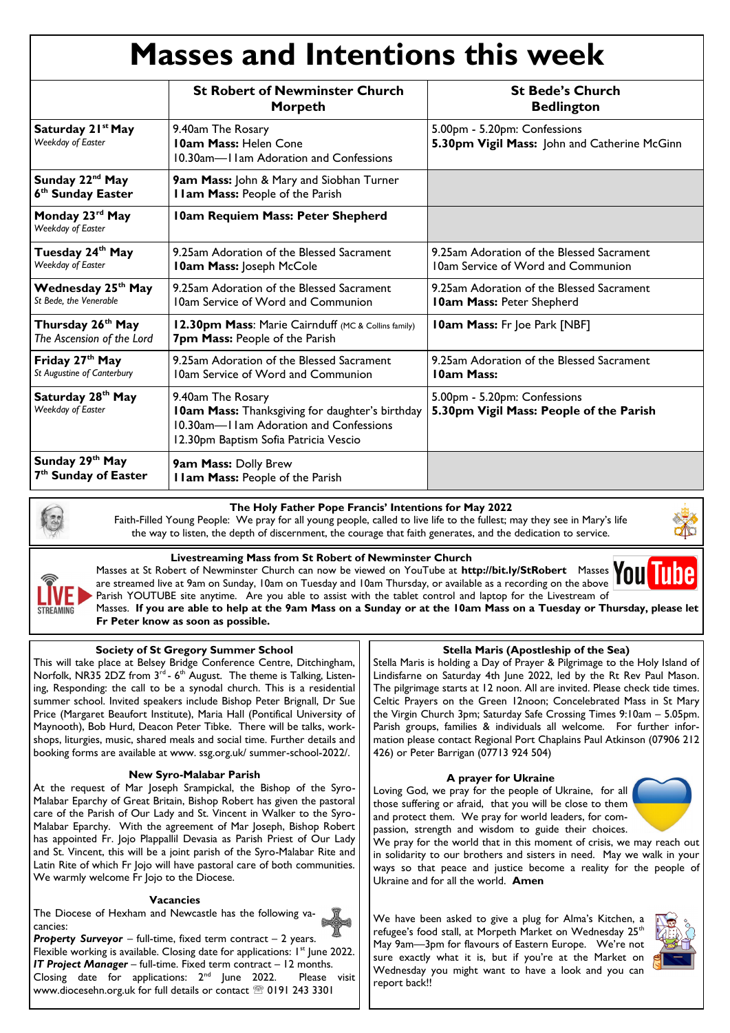# Masses and Intentions this week

| | St Robert of Newminster Church Morpeth | St Bede's Church Bedlington |
|---|---|---|
| **Saturday 21st May** *Weekday of Easter* | 9.40am The Rosary<br>**10am Mass:** Helen Cone<br>10.30am—11am Adoration and Confessions | 5.00pm - 5.20pm: Confessions<br>**5.30pm Vigil Mass:** John and Catherine McGinn |
| **Sunday 22nd May** **6th Sunday Easter** | **9am Mass:** John & Mary and Siobhan Turner<br>**11am Mass:** People of the Parish | |
| **Monday 23rd May** *Weekday of Easter* | **10am Requiem Mass: Peter Shepherd** | |
| **Tuesday 24th May** *Weekday of Easter* | 9.25am Adoration of the Blessed Sacrament<br>**10am Mass:** Joseph McCole | 9.25am Adoration of the Blessed Sacrament<br>10am Service of Word and Communion |
| **Wednesday 25th May** *St Bede, the Venerable* | 9.25am Adoration of the Blessed Sacrament<br>10am Service of Word and Communion | 9.25am Adoration of the Blessed Sacrament<br>**10am Mass:** Peter Shepherd |
| **Thursday 26th May** *The Ascension of the Lord* | **12.30pm Mass**: Marie Cairnduff (MC & Collins family)<br>**7pm Mass:** People of the Parish | **10am Mass:** Fr Joe Park [NBF] |
| **Friday 27th May** *St Augustine of Canterbury* | 9.25am Adoration of the Blessed Sacrament<br>10am Service of Word and Communion | 9.25am Adoration of the Blessed Sacrament<br>**10am Mass:** |
| **Saturday 28th May** *Weekday of Easter* | 9.40am The Rosary<br>**10am Mass:** Thanksgiving for daughter's birthday<br>10.30am—11am Adoration and Confessions<br>12.30pm Baptism Sofia Patricia Vescio | 5.00pm - 5.20pm: Confessions<br>**5.30pm Vigil Mass: People of the Parish** |
| **Sunday 29th May** **7th Sunday of Easter** | **9am Mass:** Dolly Brew<br>**11am Mass:** People of the Parish | |

### The Holy Father Pope Francis' Intentions for May 2022

Faith-Filled Young People: We pray for all young people, called to live life to the fullest; may they see in Mary's life the way to listen, the depth of discernment, the courage that faith generates, and the dedication to service.

### Livestreaming Mass from St Robert of Newminster Church

Masses at St Robert of Newminster Church can now be viewed on YouTube at **http://bit.ly/StRobert** Masses are streamed live at 9am on Sunday, 10am on Tuesday and 10am Thursday, or available as a recording on the above Parish YOUTUBE site anytime. Are you able to assist with the tablet control and laptop for the Livestream of Masses. **If you are able to help at the 9am Mass on a Sunday or at the 10am Mass on a Tuesday or Thursday, please let Fr Peter know as soon as possible.**

### Society of St Gregory Summer School

This will take place at Belsey Bridge Conference Centre, Ditchingham, Norfolk, NR35 2DZ from 3rd - 6th August. The theme is Talking, Listening, Responding: the call to be a synodal church. This is a residential summer school. Invited speakers include Bishop Peter Brignall, Dr Sue Price (Margaret Beaufort Institute), Maria Hall (Pontifical University of Maynooth), Bob Hurd, Deacon Peter Tibke. There will be talks, workshops, liturgies, music, shared meals and social time. Further details and booking forms are available at www. ssg.org.uk/ summer-school-2022/.

### New Syro-Malabar Parish

At the request of Mar Joseph Srampickal, the Bishop of the Syro-Malabar Eparchy of Great Britain, Bishop Robert has given the pastoral care of the Parish of Our Lady and St. Vincent in Walker to the Syro-Malabar Eparchy. With the agreement of Mar Joseph, Bishop Robert has appointed Fr. Jojo Plappallil Devasia as Parish Priest of Our Lady and St. Vincent, this will be a joint parish of the Syro-Malabar Rite and Latin Rite of which Fr Jojo will have pastoral care of both communities. We warmly welcome Fr Jojo to the Diocese.

### Vacancies

The Diocese of Hexham and Newcastle has the following vacancies:

***Property Surveyor*** – full-time, fixed term contract – 2 years. Flexible working is available. Closing date for applications: 1st June 2022.
***IT Project Manager*** – full-time. Fixed term contract – 12 months. Closing date for applications: 2nd June 2022. Please visit www.diocesehn.org.uk for full details or contact ☏ 0191 243 3301

### Stella Maris (Apostleship of the Sea)

Stella Maris is holding a Day of Prayer & Pilgrimage to the Holy Island of Lindisfarne on Saturday 4th June 2022, led by the Rt Rev Paul Mason. The pilgrimage starts at 12 noon. All are invited. Please check tide times. Celtic Prayers on the Green 12noon; Concelebrated Mass in St Mary the Virgin Church 3pm; Saturday Safe Crossing Times 9:10am – 5.05pm. Parish groups, families & individuals all welcome. For further information please contact Regional Port Chaplains Paul Atkinson (07906 212 426) or Peter Barrigan (07713 924 504)

### A prayer for Ukraine

Loving God, we pray for the people of Ukraine, for all those suffering or afraid, that you will be close to them and protect them. We pray for world leaders, for compassion, strength and wisdom to guide their choices. We pray for the world that in this moment of crisis, we may reach out in solidarity to our brothers and sisters in need. May we walk in your ways so that peace and justice become a reality for the people of Ukraine and for all the world. **Amen**

We have been asked to give a plug for Alma's Kitchen, a refugee's food stall, at Morpeth Market on Wednesday 25th May 9am—3pm for flavours of Eastern Europe. We're not sure exactly what it is, but if you're at the Market on Wednesday you might want to have a look and you can report back!!